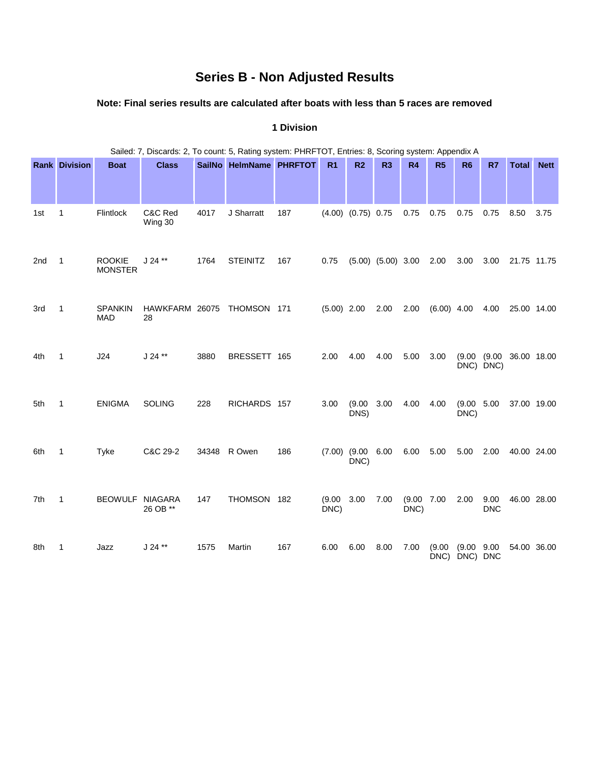# Series B - Non Adjusted Results

### Note: Final series results are calculated after boats with less than 5 races are removed

### 1 Division

Sailed: 7, Discards: 2, To count: 5, Rating system: PHRFTOT, Entries: 8, Scoring system: Appendix A

| Rank | Division | Boat | Class | SailNo | HelmName | PHRFTOT | R1 | R2 | R3 | R4 | R5 | R6 | R7 | Total | Nett |
|---|---|---|---|---|---|---|---|---|---|---|---|---|---|---|---|
| 1st | 1 | Flintlock | C&C Red Wing 30 | 4017 | J Sharratt | 187 | (4.00) | (0.75) | 0.75 | 0.75 | 0.75 | 0.75 | 0.75 | 8.50 | 3.75 |
| 2nd | 1 | ROOKIE MONSTER | J 24 ** | 1764 | STEINITZ | 167 | 0.75 | (5.00) | (5.00) | 3.00 | 2.00 | 3.00 | 3.00 | 21.75 | 11.75 |
| 3rd | 1 | SPANKIN MAD | HAWKFARM 28 | 26075 | THOMSON | 171 | (5.00) | 2.00 | 2.00 | 2.00 | (6.00) | 4.00 | 4.00 | 25.00 | 14.00 |
| 4th | 1 | J24 | J 24 ** | 3880 | BRESSETT | 165 | 2.00 | 4.00 | 4.00 | 5.00 | 3.00 | (9.00 DNC) | (9.00 DNC) | 36.00 | 18.00 |
| 5th | 1 | ENIGMA | SOLING | 228 | RICHARDS | 157 | 3.00 | (9.00 DNS) | 3.00 | 4.00 | 4.00 | (9.00 DNC) | 5.00 | 37.00 | 19.00 |
| 6th | 1 | Tyke | C&C 29-2 | 34348 | R Owen | 186 | (7.00) | (9.00 DNC) | 6.00 | 6.00 | 5.00 | 5.00 | 2.00 | 40.00 | 24.00 |
| 7th | 1 | BEOWULF | NIAGARA 26 OB ** | 147 | THOMSON | 182 | (9.00 DNC) | 3.00 | 7.00 | (9.00 DNC) | 7.00 | 2.00 | 9.00 DNC | 46.00 | 28.00 |
| 8th | 1 | Jazz | J 24 ** | 1575 | Martin | 167 | 6.00 | 6.00 | 8.00 | 7.00 | (9.00 DNC) | (9.00 DNC) | 9.00 DNC | 54.00 | 36.00 |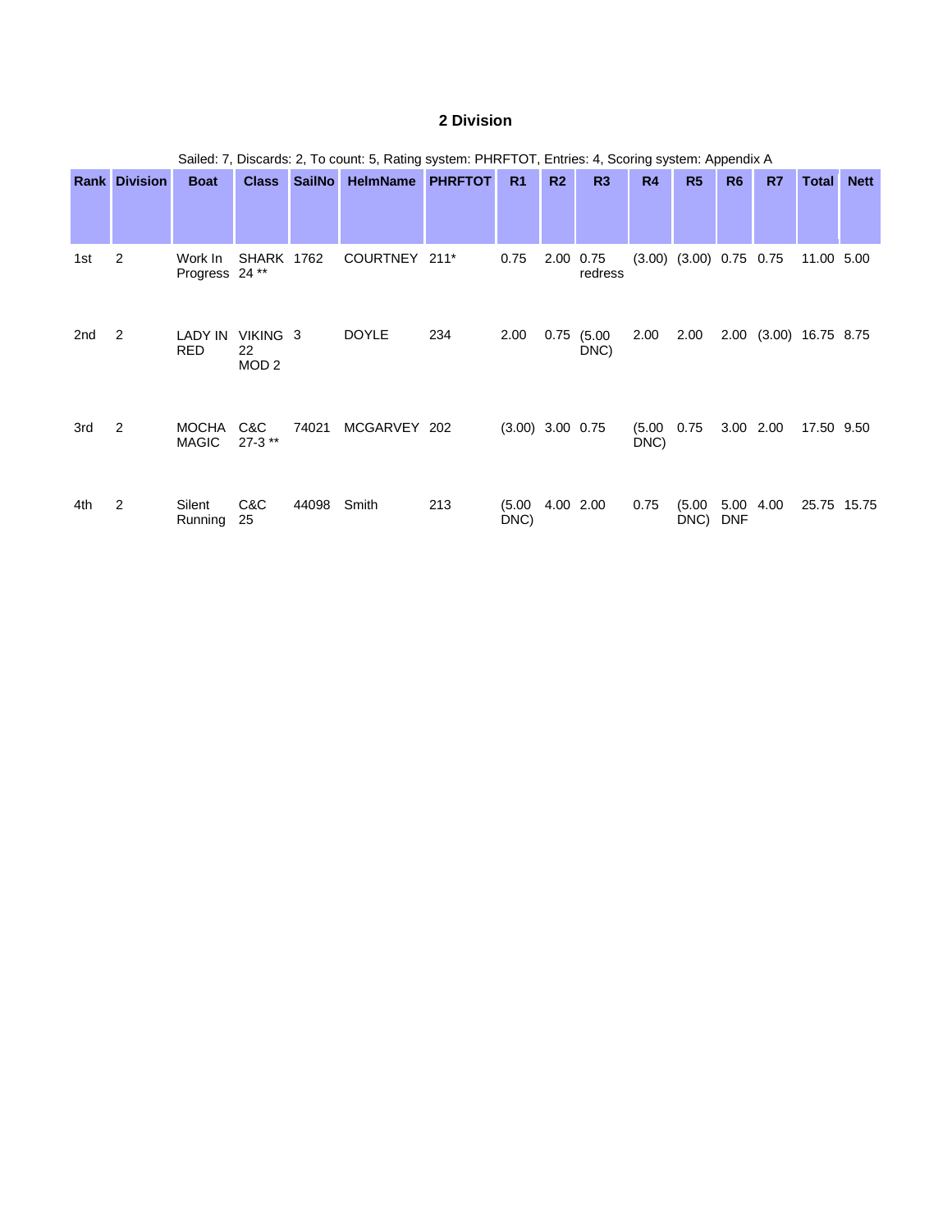## 2 Division

Sailed: 7, Discards: 2, To count: 5, Rating system: PHRFTOT, Entries: 4, Scoring system: Appendix A

| Rank | Division | Boat | Class | SailNo | HelmName | PHRFTOT | R1 | R2 | R3 | R4 | R5 | R6 | R7 | Total | Nett |
|---|---|---|---|---|---|---|---|---|---|---|---|---|---|---|---|
| 1st | 2 | Work In Progress | SHARK 24 ** | 1762 | COURTNEY | 211* | 0.75 | 2.00 | 0.75 redress | (3.00) | (3.00) | 0.75 | 0.75 | 11.00 | 5.00 |
| 2nd | 2 | LADY IN RED | VIKING 22 MOD 2 | 3 | DOYLE | 234 | 2.00 | 0.75 | (5.00 DNC) | 2.00 | 2.00 | 2.00 | (3.00) | 16.75 | 8.75 |
| 3rd | 2 | MOCHA MAGIC | C&C 27-3 ** | 74021 | MCGARVEY | 202 | (3.00) | 3.00 | 0.75 | (5.00 DNC) | 0.75 | 3.00 | 2.00 | 17.50 | 9.50 |
| 4th | 2 | Silent Running | C&C 25 | 44098 | Smith | 213 | (5.00 DNC) | 4.00 | 2.00 | 0.75 | (5.00 DNC) | 5.00 DNF | 4.00 | 25.75 | 15.75 |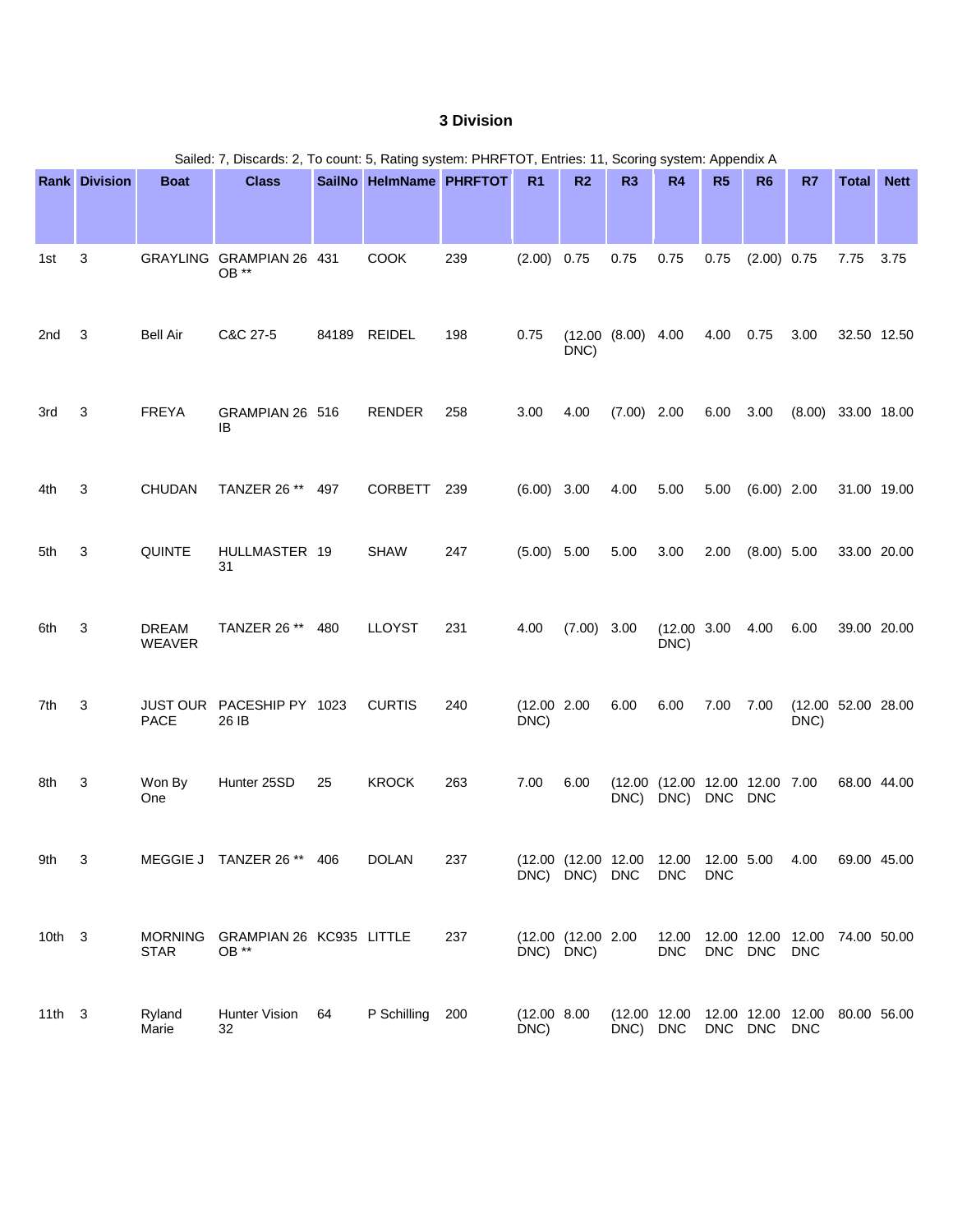### 3 Division

Sailed: 7, Discards: 2, To count: 5, Rating system: PHRFTOT, Entries: 11, Scoring system: Appendix A

| Rank | Division | Boat | Class | SailNo | HelmName | PHRFTOT | R1 | R2 | R3 | R4 | R5 | R6 | R7 | Total | Nett |
|---|---|---|---|---|---|---|---|---|---|---|---|---|---|---|---|
| 1st | 3 | GRAYLING | GRAMPIAN 26 OB ** | 431 | COOK | 239 | (2.00) | 0.75 | 0.75 | 0.75 | 0.75 | (2.00) | 0.75 | 7.75 | 3.75 |
| 2nd | 3 | Bell Air | C&C 27-5 | 84189 | REIDEL | 198 | 0.75 | (12.00 DNC) | (8.00) | 4.00 | 4.00 | 0.75 | 3.00 | 32.50 | 12.50 |
| 3rd | 3 | FREYA | GRAMPIAN 26 IB | 516 | RENDER | 258 | 3.00 | 4.00 | (7.00) | 2.00 | 6.00 | 3.00 | (8.00) | 33.00 | 18.00 |
| 4th | 3 | CHUDAN | TANZER 26 ** | 497 | CORBETT | 239 | (6.00) | 3.00 | 4.00 | 5.00 | 5.00 | (6.00) | 2.00 | 31.00 | 19.00 |
| 5th | 3 | QUINTE | HULLMASTER 31 | 19 | SHAW | 247 | (5.00) | 5.00 | 5.00 | 3.00 | 2.00 | (8.00) | 5.00 | 33.00 | 20.00 |
| 6th | 3 | DREAM WEAVER | TANZER 26 ** | 480 | LLOYST | 231 | 4.00 | (7.00) | 3.00 | (12.00 DNC) | 3.00 | 4.00 | 6.00 | 39.00 | 20.00 |
| 7th | 3 | JUST OUR PACE | PACESHIP PY 26 IB | 1023 | CURTIS | 240 | (12.00 DNC) | 2.00 | 6.00 | 6.00 | 7.00 | 7.00 | (12.00 DNC) | 52.00 | 28.00 |
| 8th | 3 | Won By One | Hunter 25SD | 25 | KROCK | 263 | 7.00 | 6.00 | (12.00 DNC) | (12.00 DNC) | 12.00 DNC | 12.00 DNC | 7.00 | 68.00 | 44.00 |
| 9th | 3 | MEGGIE J | TANZER 26 ** | 406 | DOLAN | 237 | (12.00 DNC) | (12.00 DNC) | 12.00 DNC | 12.00 DNC | 12.00 DNC | 5.00 | 4.00 | 69.00 | 45.00 |
| 10th | 3 | MORNING STAR | GRAMPIAN 26 OB ** | KC935 | LITTLE | 237 | (12.00 DNC) | (12.00 DNC) | 2.00 | 12.00 DNC | 12.00 DNC | 12.00 DNC | 12.00 DNC | 74.00 | 50.00 |
| 11th | 3 | Ryland Marie | Hunter Vision 32 | 64 | P Schilling | 200 | (12.00 DNC) | 8.00 | (12.00 DNC) | 12.00 DNC | 12.00 DNC | 12.00 DNC | 12.00 DNC | 80.00 | 56.00 |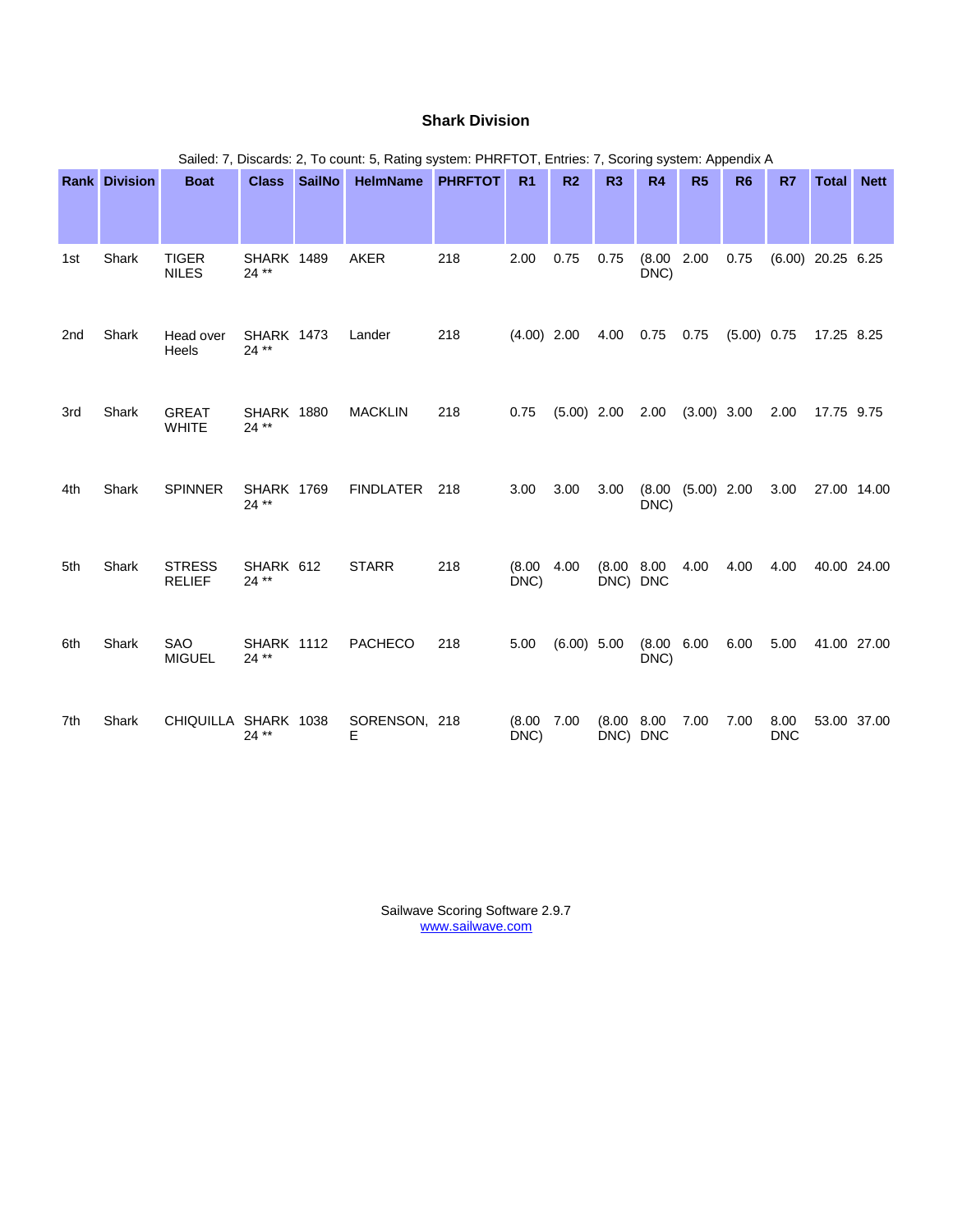### Shark Division

Sailed: 7, Discards: 2, To count: 5, Rating system: PHRFTOT, Entries: 7, Scoring system: Appendix A

| Rank | Division | Boat | Class | SailNo | HelmName | PHRFTOT | R1 | R2 | R3 | R4 | R5 | R6 | R7 | Total | Nett |
|---|---|---|---|---|---|---|---|---|---|---|---|---|---|---|---|
| 1st | Shark | TIGER NILES | SHARK 24 ** | 1489 | AKER | 218 | 2.00 | 0.75 | 0.75 | (8.00 DNC) | 2.00 | 0.75 | (6.00) | 20.25 | 6.25 |
| 2nd | Shark | Head over Heels | SHARK 24 ** | 1473 | Lander | 218 | (4.00) | 2.00 | 4.00 | 0.75 | 0.75 | (5.00) | 0.75 | 17.25 | 8.25 |
| 3rd | Shark | GREAT WHITE | SHARK 24 ** | 1880 | MACKLIN | 218 | 0.75 | (5.00) | 2.00 | 2.00 | (3.00) | 3.00 | 2.00 | 17.75 | 9.75 |
| 4th | Shark | SPINNER | SHARK 24 ** | 1769 | FINDLATER | 218 | 3.00 | 3.00 | 3.00 | (8.00 DNC) | (5.00) | 2.00 | 3.00 | 27.00 | 14.00 |
| 5th | Shark | STRESS RELIEF | SHARK 24 ** | 612 | STARR | 218 | (8.00 DNC) | 4.00 | (8.00 DNC) | 8.00 DNC | 4.00 | 4.00 | 4.00 | 40.00 | 24.00 |
| 6th | Shark | SAO MIGUEL | SHARK 24 ** | 1112 | PACHECO | 218 | 5.00 | (6.00) | 5.00 | (8.00 DNC) | 6.00 | 6.00 | 5.00 | 41.00 | 27.00 |
| 7th | Shark | CHIQUILLA | SHARK 24 ** | 1038 | SORENSON, E | 218 | (8.00 DNC) | 7.00 | (8.00 DNC) | 8.00 DNC | 7.00 | 7.00 | 8.00 DNC | 53.00 | 37.00 |

Sailwave Scoring Software 2.9.7
www.sailwave.com